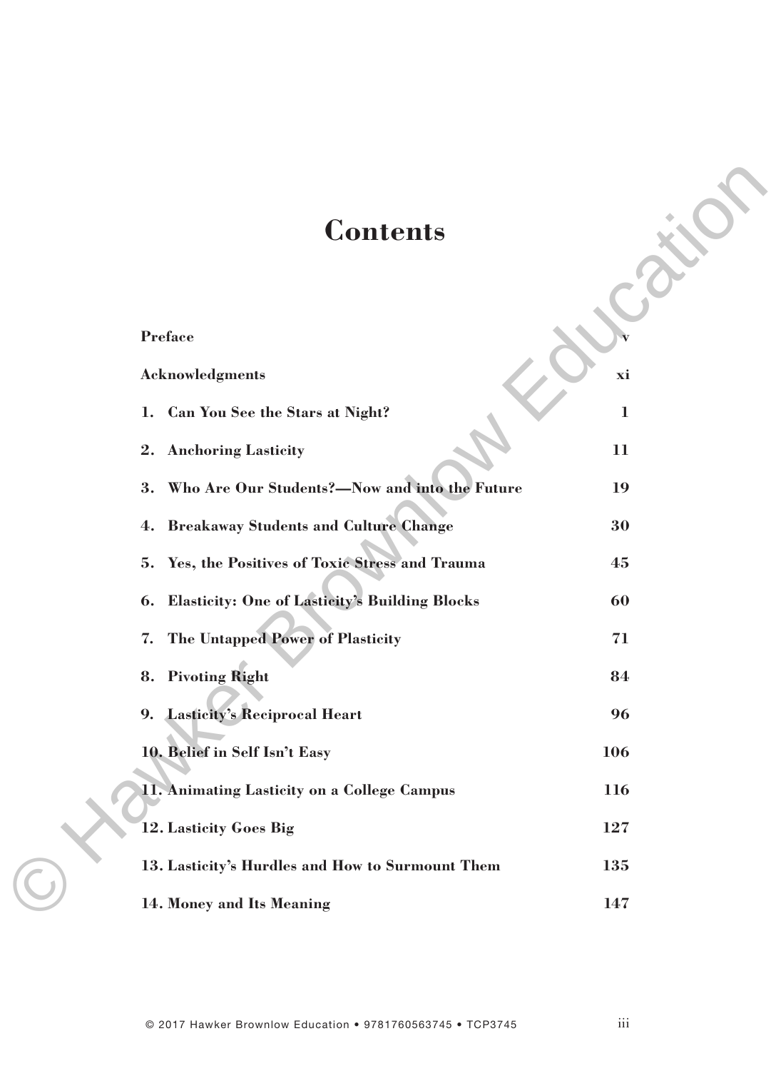# Contents

| | |
|---|---|
| **Preface** | **v** |
| **Acknowledgments** | **xi** |
| **1. Can You See the Stars at Night?** | **1** |
| **2. Anchoring Lasticity** | **11** |
| **3. Who Are Our Students?—Now and into the Future** | **19** |
| **4. Breakaway Students and Culture Change** | **30** |
| **5. Yes, the Positives of Toxic Stress and Trauma** | **45** |
| **6. Elasticity: One of Lasticity's Building Blocks** | **60** |
| **7. The Untapped Power of Plasticity** | **71** |
| **8. Pivoting Right** | **84** |
| **9. Lasticity's Reciprocal Heart** | **96** |
| **10. Belief in Self Isn't Easy** | **106** |
| **11. Animating Lasticity on a College Campus** | **116** |
| **12. Lasticity Goes Big** | **127** |
| **13. Lasticity's Hurdles and How to Surmount Them** | **135** |
| **14. Money and Its Meaning** | **147** |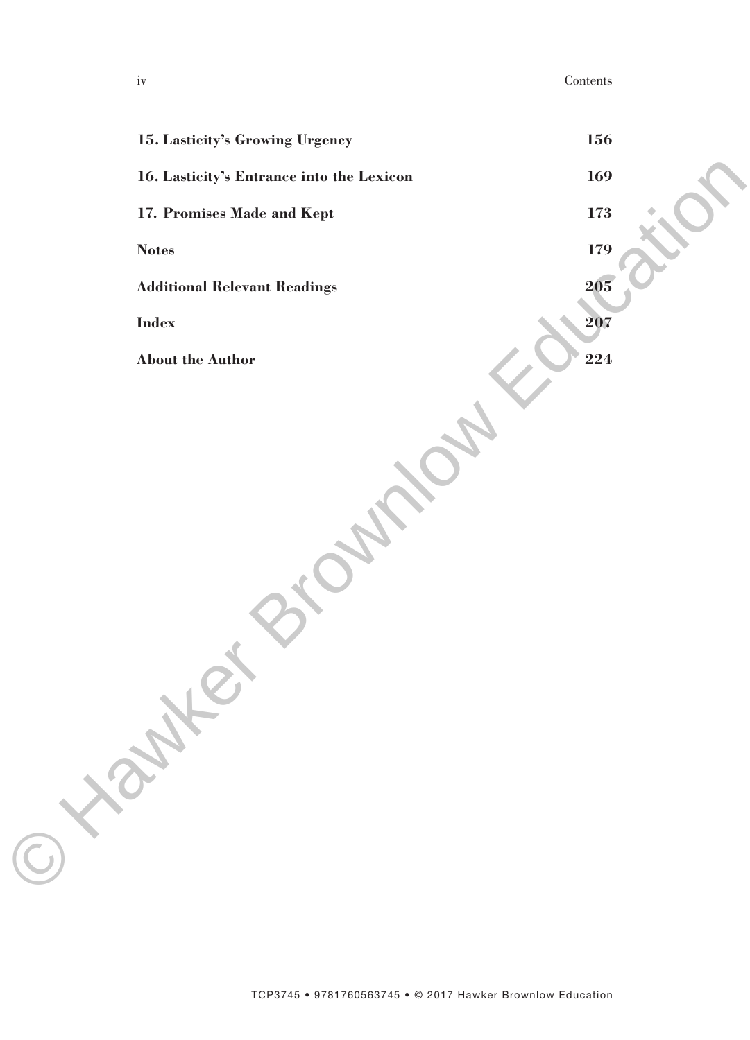| | |
|---|---|
| **15. Lasticity's Growing Urgency** | **156** |
| **16. Lasticity's Entrance into the Lexicon** | **169** |
| **17. Promises Made and Kept** | **173** |
| **Notes** | **179** |
| **Additional Relevant Readings** | **205** |
| **Index** | **207** |
| **About the Author** | **224** |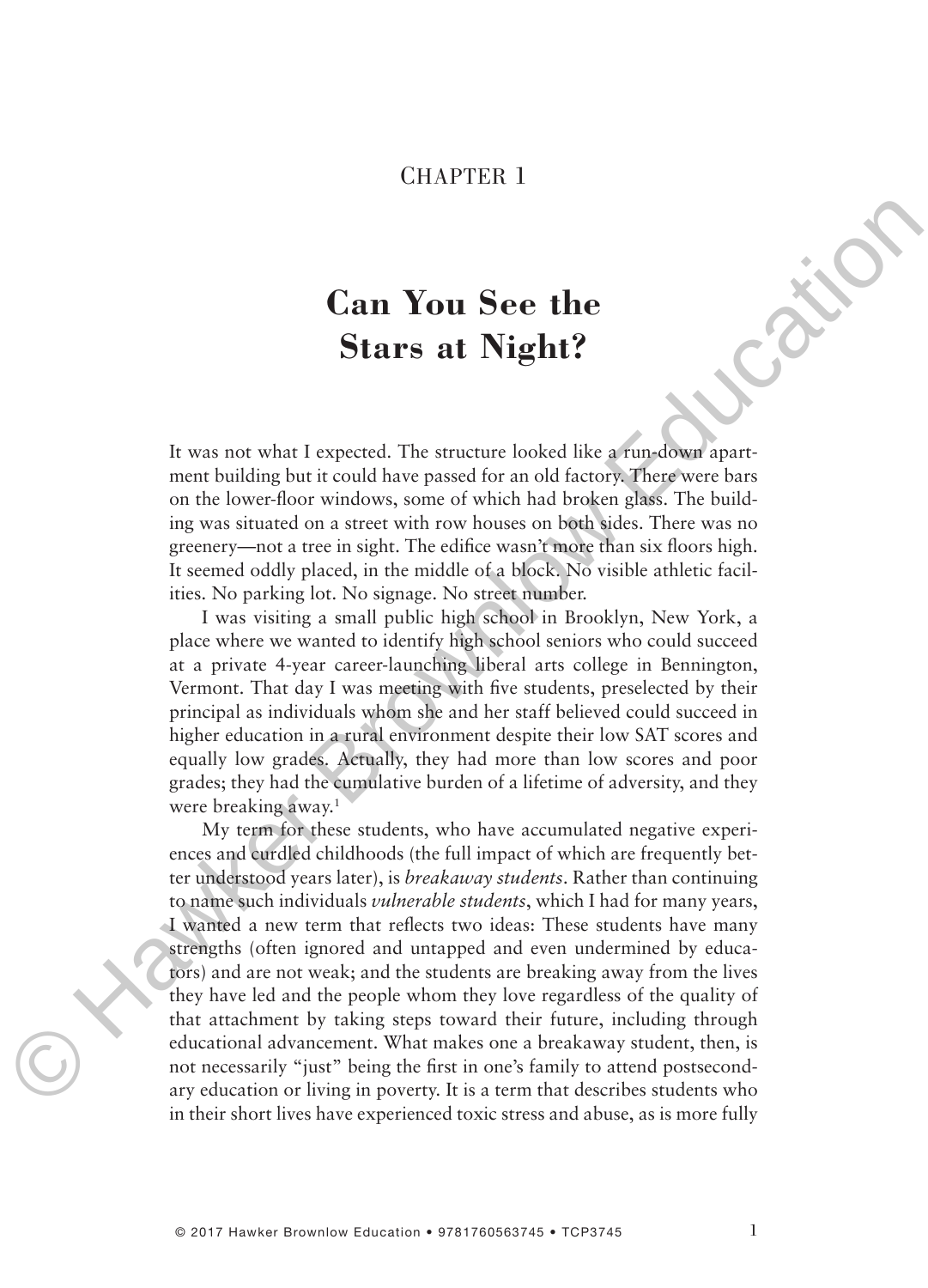# Chapter 1

## Can You See the Stars at Night?

It was not what I expected. The structure looked like a run-down apartment building but it could have passed for an old factory. There were bars on the lower-floor windows, some of which had broken glass. The building was situated on a street with row houses on both sides. There was no greenery—not a tree in sight. The edifice wasn't more than six floors high. It seemed oddly placed, in the middle of a block. No visible athletic facilities. No parking lot. No signage. No street number.

I was visiting a small public high school in Brooklyn, New York, a place where we wanted to identify high school seniors who could succeed at a private 4-year career-launching liberal arts college in Bennington, Vermont. That day I was meeting with five students, preselected by their principal as individuals whom she and her staff believed could succeed in higher education in a rural environment despite their low SAT scores and equally low grades. Actually, they had more than low scores and poor grades; they had the cumulative burden of a lifetime of adversity, and they were breaking away.[1]

My term for these students, who have accumulated negative experiences and curdled childhoods (the full impact of which are frequently better understood years later), is *breakaway students*. Rather than continuing to name such individuals *vulnerable students*, which I had for many years, I wanted a new term that reflects two ideas: These students have many strengths (often ignored and untapped and even undermined by educators) and are not weak; and the students are breaking away from the lives they have led and the people whom they love regardless of the quality of that attachment by taking steps toward their future, including through educational advancement. What makes one a breakaway student, then, is not necessarily "just" being the first in one's family to attend postsecondary education or living in poverty. It is a term that describes students who in their short lives have experienced toxic stress and abuse, as is more fully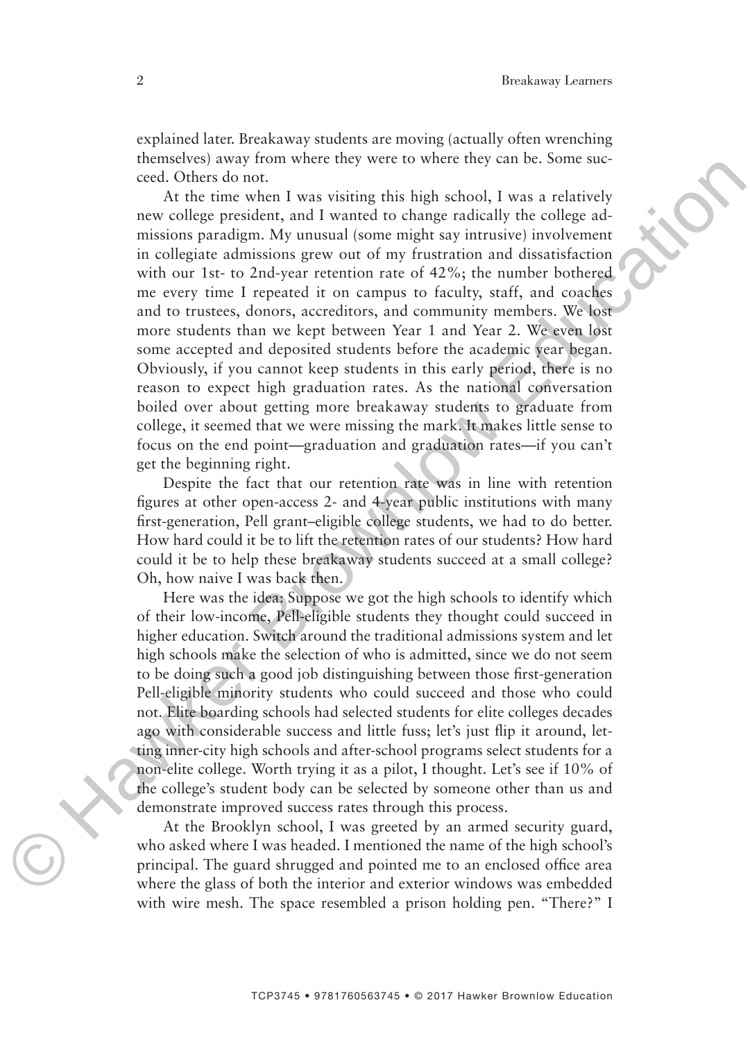explained later. Breakaway students are moving (actually often wrenching themselves) away from where they were to where they can be. Some succeed. Others do not.

At the time when I was visiting this high school, I was a relatively new college president, and I wanted to change radically the college admissions paradigm. My unusual (some might say intrusive) involvement in collegiate admissions grew out of my frustration and dissatisfaction with our 1st- to 2nd-year retention rate of 42%; the number bothered me every time I repeated it on campus to faculty, staff, and coaches and to trustees, donors, accreditors, and community members. We lost more students than we kept between Year 1 and Year 2. We even lost some accepted and deposited students before the academic year began. Obviously, if you cannot keep students in this early period, there is no reason to expect high graduation rates. As the national conversation boiled over about getting more breakaway students to graduate from college, it seemed that we were missing the mark. It makes little sense to focus on the end point—graduation and graduation rates—if you can't get the beginning right.

Despite the fact that our retention rate was in line with retention figures at other open-access 2- and 4-year public institutions with many first-generation, Pell grant–eligible college students, we had to do better. How hard could it be to lift the retention rates of our students? How hard could it be to help these breakaway students succeed at a small college? Oh, how naive I was back then.

Here was the idea: Suppose we got the high schools to identify which of their low-income, Pell-eligible students they thought could succeed in higher education. Switch around the traditional admissions system and let high schools make the selection of who is admitted, since we do not seem to be doing such a good job distinguishing between those first-generation Pell-eligible minority students who could succeed and those who could not. Elite boarding schools had selected students for elite colleges decades ago with considerable success and little fuss; let's just flip it around, letting inner-city high schools and after-school programs select students for a non-elite college. Worth trying it as a pilot, I thought. Let's see if 10% of the college's student body can be selected by someone other than us and demonstrate improved success rates through this process.

At the Brooklyn school, I was greeted by an armed security guard, who asked where I was headed. I mentioned the name of the high school's principal. The guard shrugged and pointed me to an enclosed office area where the glass of both the interior and exterior windows was embedded with wire mesh. The space resembled a prison holding pen. "There?" I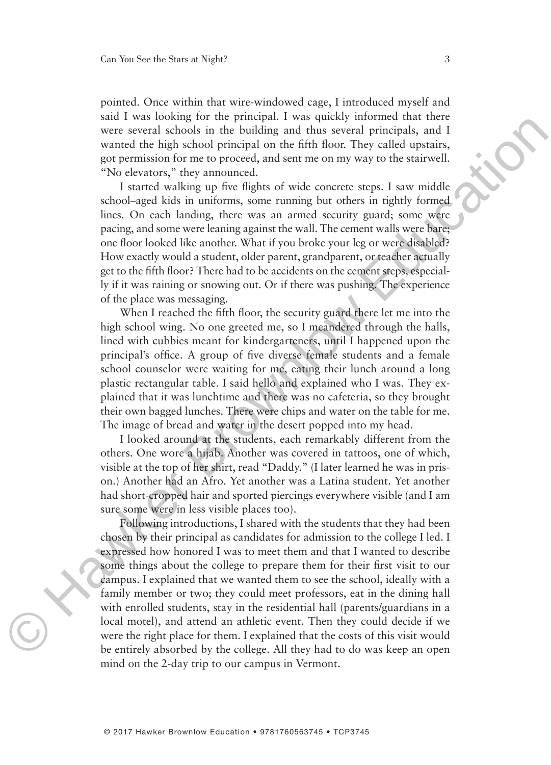pointed. Once within that wire-windowed cage, I introduced myself and said I was looking for the principal. I was quickly informed that there were several schools in the building and thus several principals, and I wanted the high school principal on the fifth floor. They called upstairs, got permission for me to proceed, and sent me on my way to the stairwell. "No elevators," they announced.

I started walking up five flights of wide concrete steps. I saw middle school–aged kids in uniforms, some running but others in tightly formed lines. On each landing, there was an armed security guard; some were pacing, and some were leaning against the wall. The cement walls were bare; one floor looked like another. What if you broke your leg or were disabled? How exactly would a student, older parent, grandparent, or teacher actually get to the fifth floor? There had to be accidents on the cement steps, especially if it was raining or snowing out. Or if there was pushing. The experience of the place was messaging.

When I reached the fifth floor, the security guard there let me into the high school wing. No one greeted me, so I meandered through the halls, lined with cubbies meant for kindergarteners, until I happened upon the principal's office. A group of five diverse female students and a female school counselor were waiting for me, eating their lunch around a long plastic rectangular table. I said hello and explained who I was. They explained that it was lunchtime and there was no cafeteria, so they brought their own bagged lunches. There were chips and water on the table for me. The image of bread and water in the desert popped into my head.

I looked around at the students, each remarkably different from the others. One wore a hijab. Another was covered in tattoos, one of which, visible at the top of her shirt, read "Daddy." (I later learned he was in prison.) Another had an Afro. Yet another was a Latina student. Yet another had short-cropped hair and sported piercings everywhere visible (and I am sure some were in less visible places too).

Following introductions, I shared with the students that they had been chosen by their principal as candidates for admission to the college I led. I expressed how honored I was to meet them and that I wanted to describe some things about the college to prepare them for their first visit to our campus. I explained that we wanted them to see the school, ideally with a family member or two; they could meet professors, eat in the dining hall with enrolled students, stay in the residential hall (parents/guardians in a local motel), and attend an athletic event. Then they could decide if we were the right place for them. I explained that the costs of this visit would be entirely absorbed by the college. All they had to do was keep an open mind on the 2-day trip to our campus in Vermont.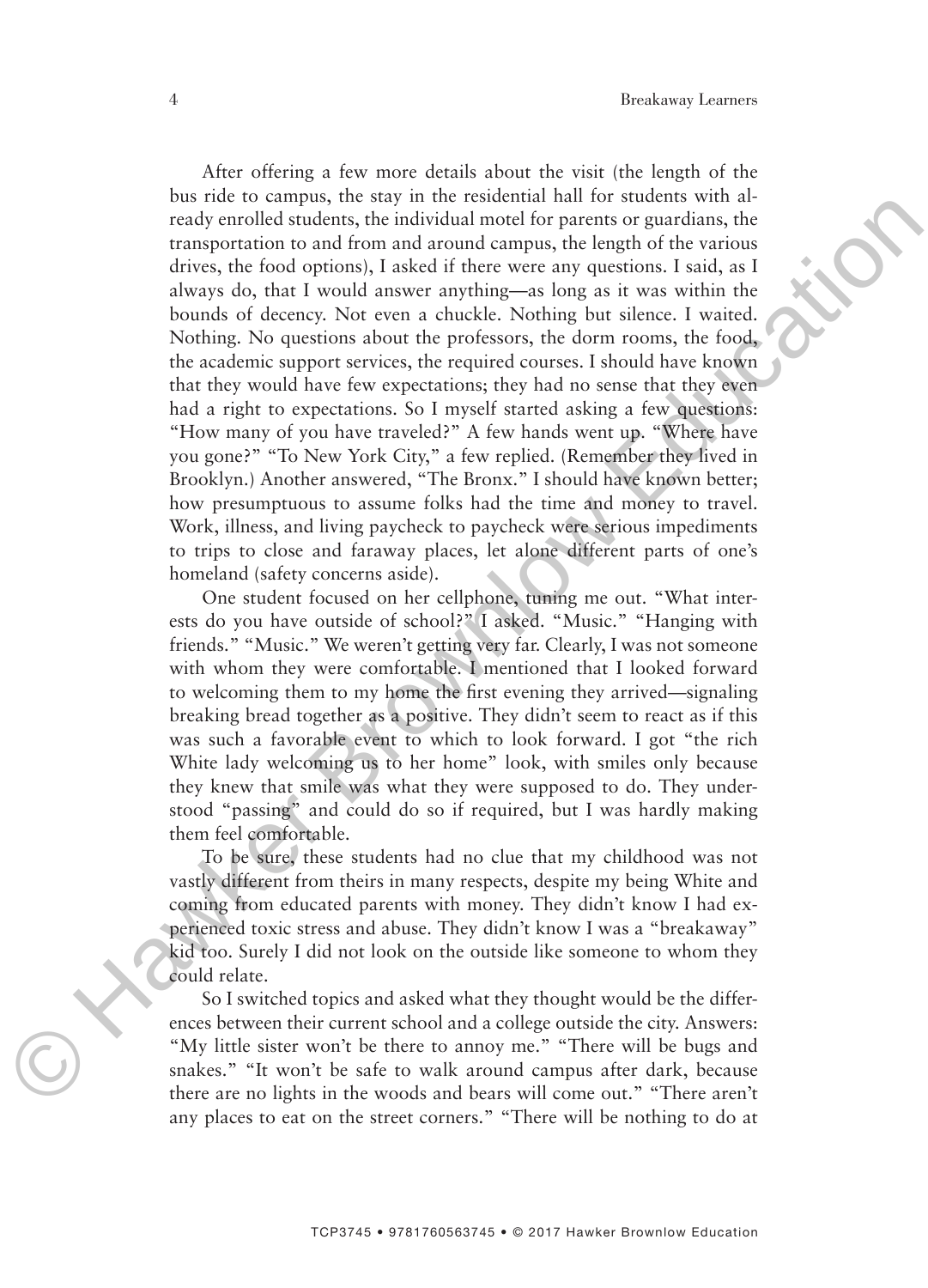After offering a few more details about the visit (the length of the bus ride to campus, the stay in the residential hall for students with already enrolled students, the individual motel for parents or guardians, the transportation to and from and around campus, the length of the various drives, the food options), I asked if there were any questions. I said, as I always do, that I would answer anything—as long as it was within the bounds of decency. Not even a chuckle. Nothing but silence. I waited. Nothing. No questions about the professors, the dorm rooms, the food, the academic support services, the required courses. I should have known that they would have few expectations; they had no sense that they even had a right to expectations. So I myself started asking a few questions: "How many of you have traveled?" A few hands went up. "Where have you gone?" "To New York City," a few replied. (Remember they lived in Brooklyn.) Another answered, "The Bronx." I should have known better; how presumptuous to assume folks had the time and money to travel. Work, illness, and living paycheck to paycheck were serious impediments to trips to close and faraway places, let alone different parts of one's homeland (safety concerns aside).

One student focused on her cellphone, tuning me out. "What interests do you have outside of school?" I asked. "Music." "Hanging with friends." "Music." We weren't getting very far. Clearly, I was not someone with whom they were comfortable. I mentioned that I looked forward to welcoming them to my home the first evening they arrived—signaling breaking bread together as a positive. They didn't seem to react as if this was such a favorable event to which to look forward. I got "the rich White lady welcoming us to her home" look, with smiles only because they knew that smile was what they were supposed to do. They understood "passing" and could do so if required, but I was hardly making them feel comfortable.

To be sure, these students had no clue that my childhood was not vastly different from theirs in many respects, despite my being White and coming from educated parents with money. They didn't know I had experienced toxic stress and abuse. They didn't know I was a "breakaway" kid too. Surely I did not look on the outside like someone to whom they could relate.

So I switched topics and asked what they thought would be the differences between their current school and a college outside the city. Answers: "My little sister won't be there to annoy me." "There will be bugs and snakes." "It won't be safe to walk around campus after dark, because there are no lights in the woods and bears will come out." "There aren't any places to eat on the street corners." "There will be nothing to do at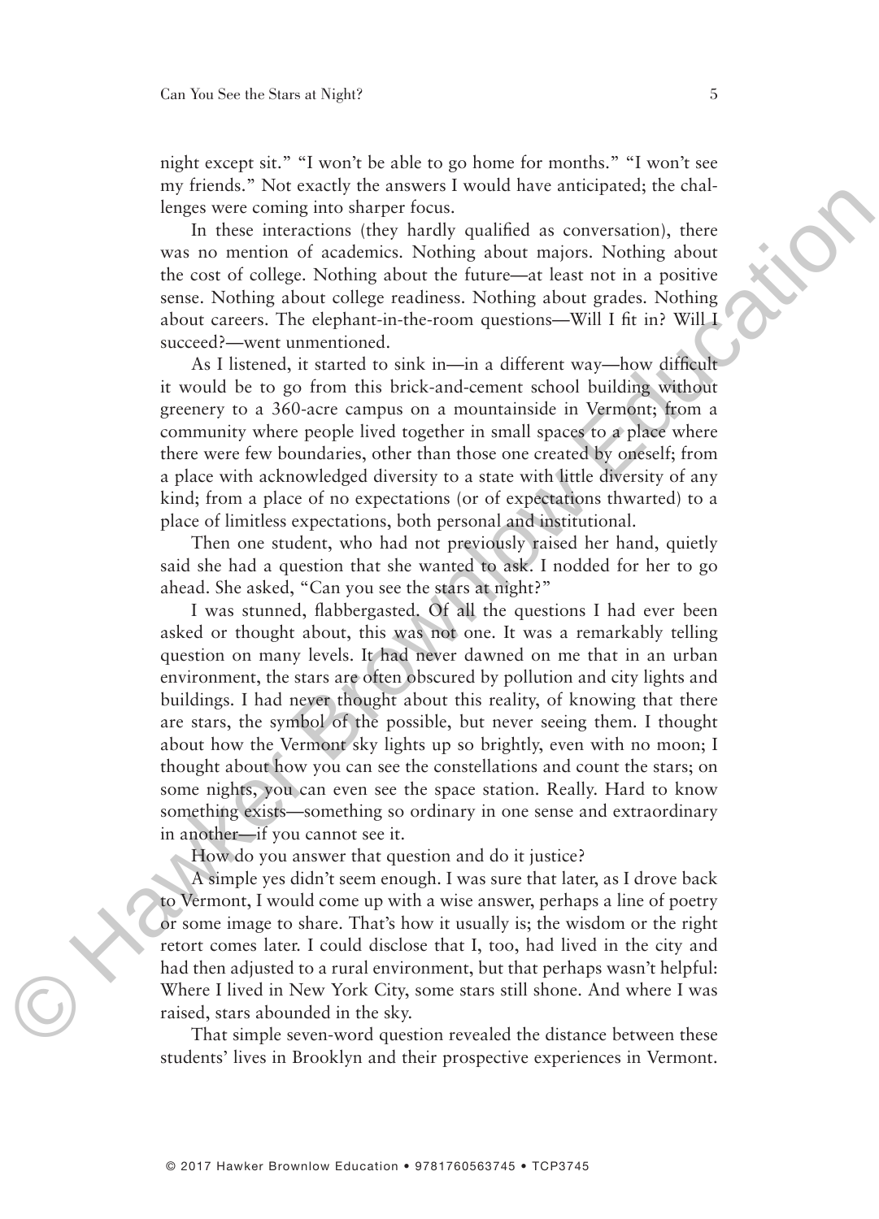night except sit." "I won't be able to go home for months." "I won't see my friends." Not exactly the answers I would have anticipated; the challenges were coming into sharper focus.

In these interactions (they hardly qualified as conversation), there was no mention of academics. Nothing about majors. Nothing about the cost of college. Nothing about the future—at least not in a positive sense. Nothing about college readiness. Nothing about grades. Nothing about careers. The elephant-in-the-room questions—Will I fit in? Will I succeed?—went unmentioned.

As I listened, it started to sink in—in a different way—how difficult it would be to go from this brick-and-cement school building without greenery to a 360-acre campus on a mountainside in Vermont; from a community where people lived together in small spaces to a place where there were few boundaries, other than those one created by oneself; from a place with acknowledged diversity to a state with little diversity of any kind; from a place of no expectations (or of expectations thwarted) to a place of limitless expectations, both personal and institutional.

Then one student, who had not previously raised her hand, quietly said she had a question that she wanted to ask. I nodded for her to go ahead. She asked, "Can you see the stars at night?"

I was stunned, flabbergasted. Of all the questions I had ever been asked or thought about, this was not one. It was a remarkably telling question on many levels. It had never dawned on me that in an urban environment, the stars are often obscured by pollution and city lights and buildings. I had never thought about this reality, of knowing that there are stars, the symbol of the possible, but never seeing them. I thought about how the Vermont sky lights up so brightly, even with no moon; I thought about how you can see the constellations and count the stars; on some nights, you can even see the space station. Really. Hard to know something exists—something so ordinary in one sense and extraordinary in another—if you cannot see it.

How do you answer that question and do it justice?

A simple yes didn't seem enough. I was sure that later, as I drove back to Vermont, I would come up with a wise answer, perhaps a line of poetry or some image to share. That's how it usually is; the wisdom or the right retort comes later. I could disclose that I, too, had lived in the city and had then adjusted to a rural environment, but that perhaps wasn't helpful: Where I lived in New York City, some stars still shone. And where I was raised, stars abounded in the sky.

That simple seven-word question revealed the distance between these students' lives in Brooklyn and their prospective experiences in Vermont.